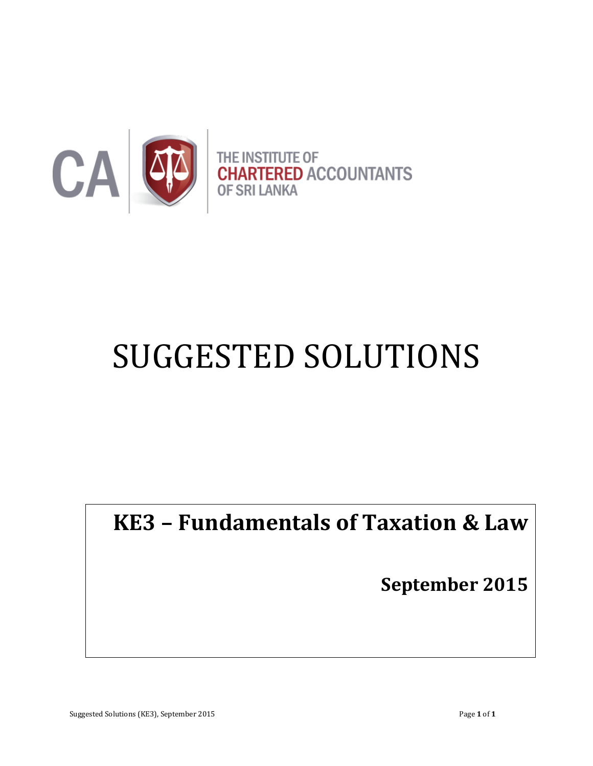THE INSTITUTE OF CHARTERED ACCOUNTANTS OF SRI LANKA

# SUGGESTED SOLUTIONS

## KE3 – Fundamentals of Taxation & Law

**September 2015**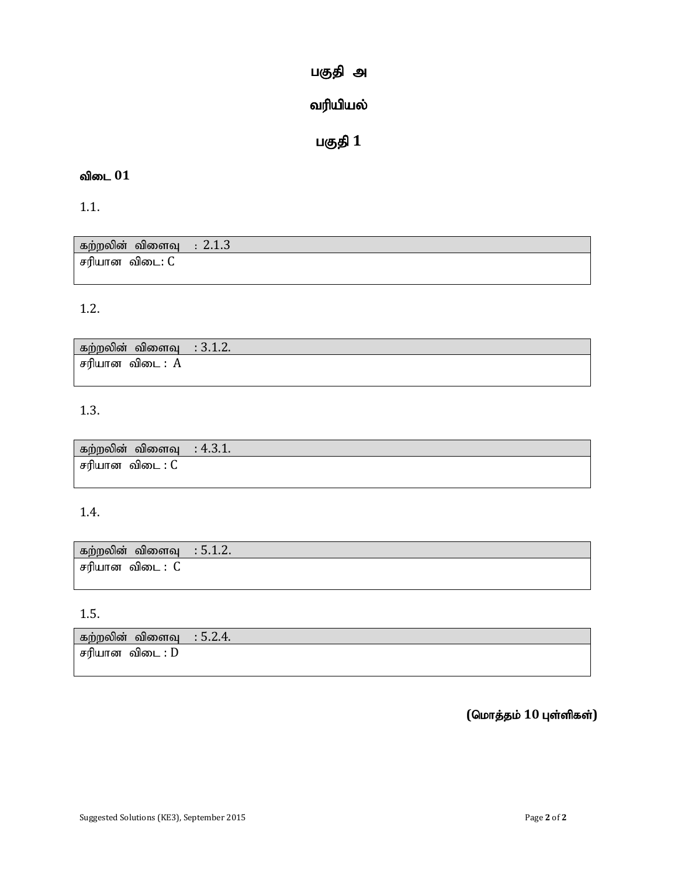# பகுதி அ

## வரியியல்

## பகுதி 1

**விடை 01**

1.1.

| கற்றலின் விளைவு : 2.1.3 |
|---|
| சரியான விடை: C |

1.2.

| கற்றலின் விளைவு : 3.1.2. |
|---|
| சரியான விடை : A |

1.3.

| கற்றலின் விளைவு : 4.3.1. |
|---|
| சரியான விடை : C |

1.4.

| கற்றலின் விளைவு : 5.1.2. |
|---|
| சரியான விடை : C |

1.5.

| கற்றலின் விளைவு : 5.2.4. |
|---|
| சரியான விடை : D |

**(மொத்தம் 10 புள்ளிகள்)**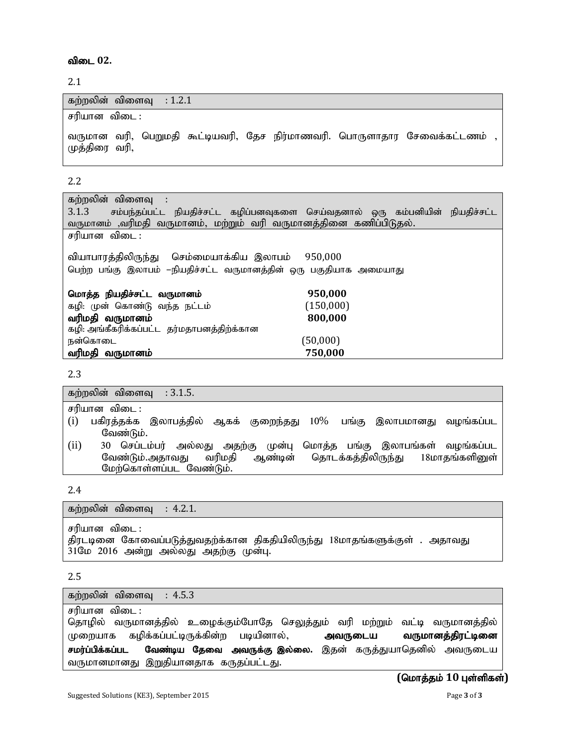**விடை 02.**

2.1

| கற்றலின் விளைவு : 1.2.1 |
|---|
| சரியான விடை : |
| வருமான வரி, பெறுமதி கூட்டியவரி, தேச நிர்மாணவரி. பொருளாதார சேவைக்கட்டணம் , முத்திரை வரி, |

2.2

**கற்றலின் விளைவு :**
3.1.3 சம்பந்தப்பட்ட நியதிச்சட்ட கழிப்பனவுகளை செய்வதனால் ஒரு கம்பனியின் நியதிச்சட்ட வருமானம் ,வரிமதி வருமானம், மற்றும் வரி வருமானத்தினை கணிப்பிடுதல்.

சரியான விடை :

வியாபாரத்திலிருந்து செம்மையாக்கிய இலாபம் 950,000
பெற்ற பங்கு இலாபம் –நியதிச்சட்ட வருமானத்தின் ஒரு பகுதியாக அமையாது

| | |
|---|---|
| **மொத்த நியதிச்சட்ட வருமானம்** | **950,000** |
| கழி: முன் கொண்டு வந்த நட்டம் | (150,000) |
| **வரிமதி வருமானம்** | **800,000** |
| கழி: அங்கீகரிக்கப்பட்ட தர்மதாபனத்திற்கான நன்கொடை | (50,000) |
| **வரிமதி வருமானம்** | **750,000** |

2.3

**கற்றலின் விளைவு : 3.1.5.**

சரியான விடை :

(i) பகிரத்தக்க இலாபத்தில் ஆகக் குறைந்தது 10% பங்கு இலாபமானது வழங்கப்பட வேண்டும்.

(ii) 30 செப்டம்பர் அல்லது அதற்கு முன்பு மொத்த பங்கு இலாபங்கள் வழங்கப்பட வேண்டும்.அதாவது வரிமதி ஆண்டின் தொடக்கத்திலிருந்து 18மாதங்களினுள் மேற்கொள்ளப்பட வேண்டும்.

2.4

| கற்றலின் விளைவு : 4.2.1. |
|---|
| சரியான விடை : திரடடினை கோவைப்படுத்துவதற்க்கான திகதியிலிருந்து 18மாதங்களுக்குள் . அதாவது 31மே 2016 அன்று அல்லது அதற்கு முன்பு. |

2.5

| கற்றலின் விளைவு : 4.5.3 |
|---|
| சரியான விடை : தொழில் வருமானத்தில் உழைக்கும்போதே செலுத்தும் வரி மற்றும் வட்டி வருமானத்தில் முறையாக கழிக்கப்பட்டிருக்கின்ற படியினால், **அவருடைய வருமானத்திரட்டினை சமர்ப்பிக்கப்பட வேண்டிய தேவை அவருக்கு இல்லை.** இதன் கருத்துயாதெனில் அவருடைய வருமானமானது இறுதியானதாக கருதப்பட்டது. |

**(மொத்தம் 10 புள்ளிகள்)**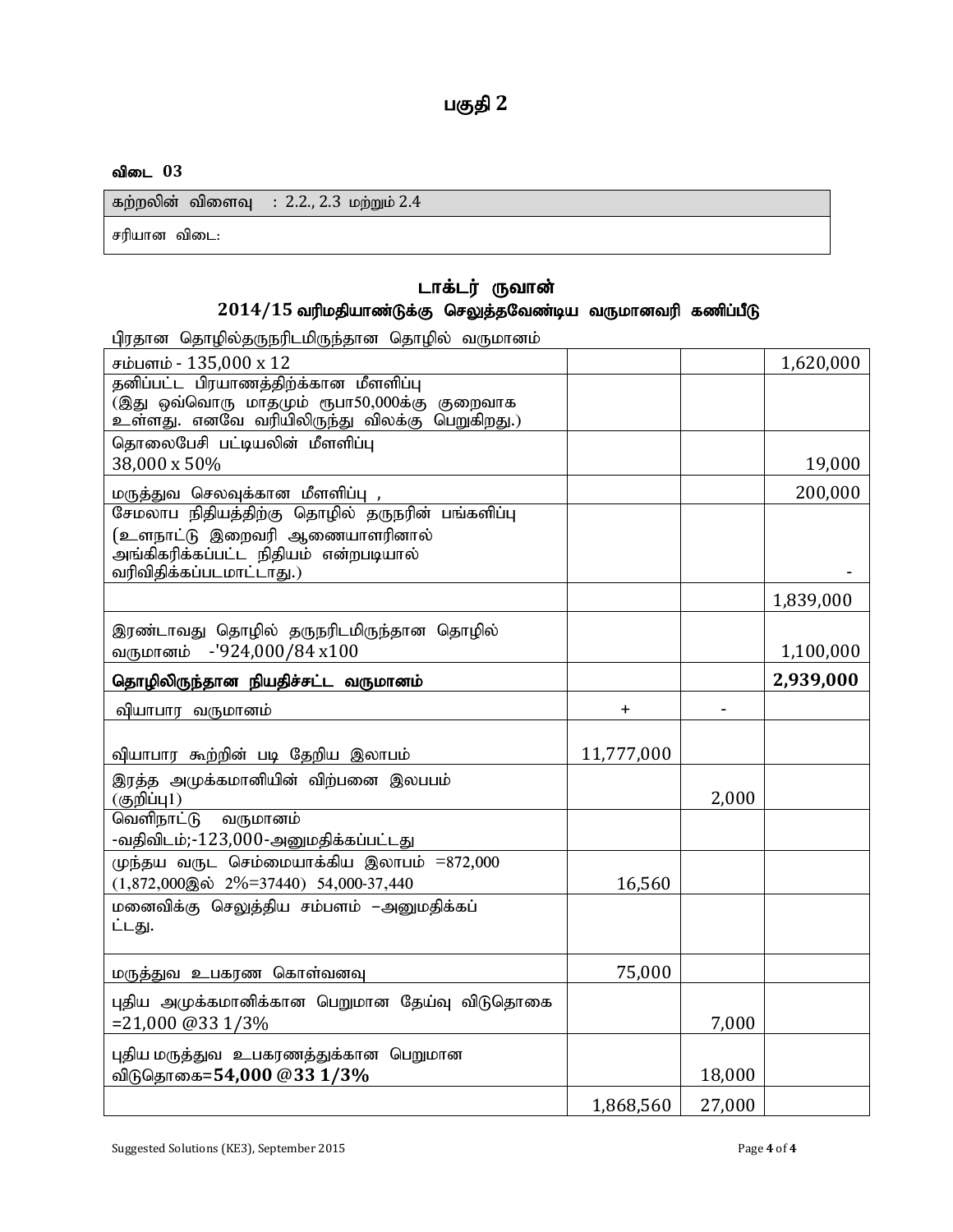## பகுதி 2

**விடை 03**

| கற்றலின் விளைவு : 2.2., 2.3 மற்றும் 2.4 |
|---|
| சரியான விடை: |

### டாக்டர் ருவான்
### 2014/15 வரிமதியாண்டுக்கு செலுத்தவேண்டிய வருமானவரி கணிப்பீடு

பிரதான தொழில்தருநரிடமிருந்தான தொழில் வருமானம்

| | | | |
|---|---|---|---|
| சம்பளம் - 135,000 x 12 | | | 1,620,000 |
| தனிப்பட்ட பிரயாணத்திற்கான மீளளிப்பு (இது ஒவ்வொரு மாதமும் ரூபா50,000க்கு குறைவாக உள்ளது. எனவே வரியிலிருந்து விலக்கு பெறுகிறது.) | | | |
| தொலைபேசி பட்டியலின் மீளளிப்பு 38,000 x 50% | | | 19,000 |
| மருத்துவ செலவுக்கான மீளளிப்பு , | | | 200,000 |
| சேமலாப நிதியத்திற்கு தொழில் தருநரின் பங்களிப்பு (உளநாட்டு இறைவரி ஆணையாளரினால் அங்கிகரிக்கப்பட்ட நிதியம் என்றபடியால் வரிவிதிக்கப்படமாட்டாது.) | | | - |
| | | | 1,839,000 |
| இரண்டாவது தொழில் தருநரிடமிருந்தான தொழில் வருமானம் -'924,000/84 x100 | | | 1,100,000 |
| **தொழிலிருந்தான நியதிச்சட்ட வருமானம்** | | | **2,939,000** |
| வியாபார வருமானம் | + | - | |
| வியாபார கூற்றின் படி தேறிய இலாபம் | 11,777,000 | | |
| இரத்த அமுக்கமானியின் விற்பனை இலபபம் (குறிப்பு1) | | 2,000 | |
| வெளிநாட்டு வருமானம் -வதிவிடம்;-123,000-அனுமதிக்கப்பட்டது | | | |
| முந்தய வருட செம்மையாக்கிய இலாபம் =872,000 (1,872,000இல் 2%=37440) 54,000-37,440 | 16,560 | | |
| மனைவிக்கு செலுத்திய சம்பளம் –அனுமதிக்கப் ட்டது. | | | |
| மருத்துவ உபகரண கொள்வனவு | 75,000 | | |
| புதிய அமுக்கமானிக்கான பெறுமான தேய்வு விடுதொகை =21,000 @33 1/3% | | 7,000 | |
| புதிய மருத்துவ உபகரணத்துக்கான பெறுமான விடுதொகை=**54,000 @33 1/3%** | | 18,000 | |
| | 1,868,560 | 27,000 | |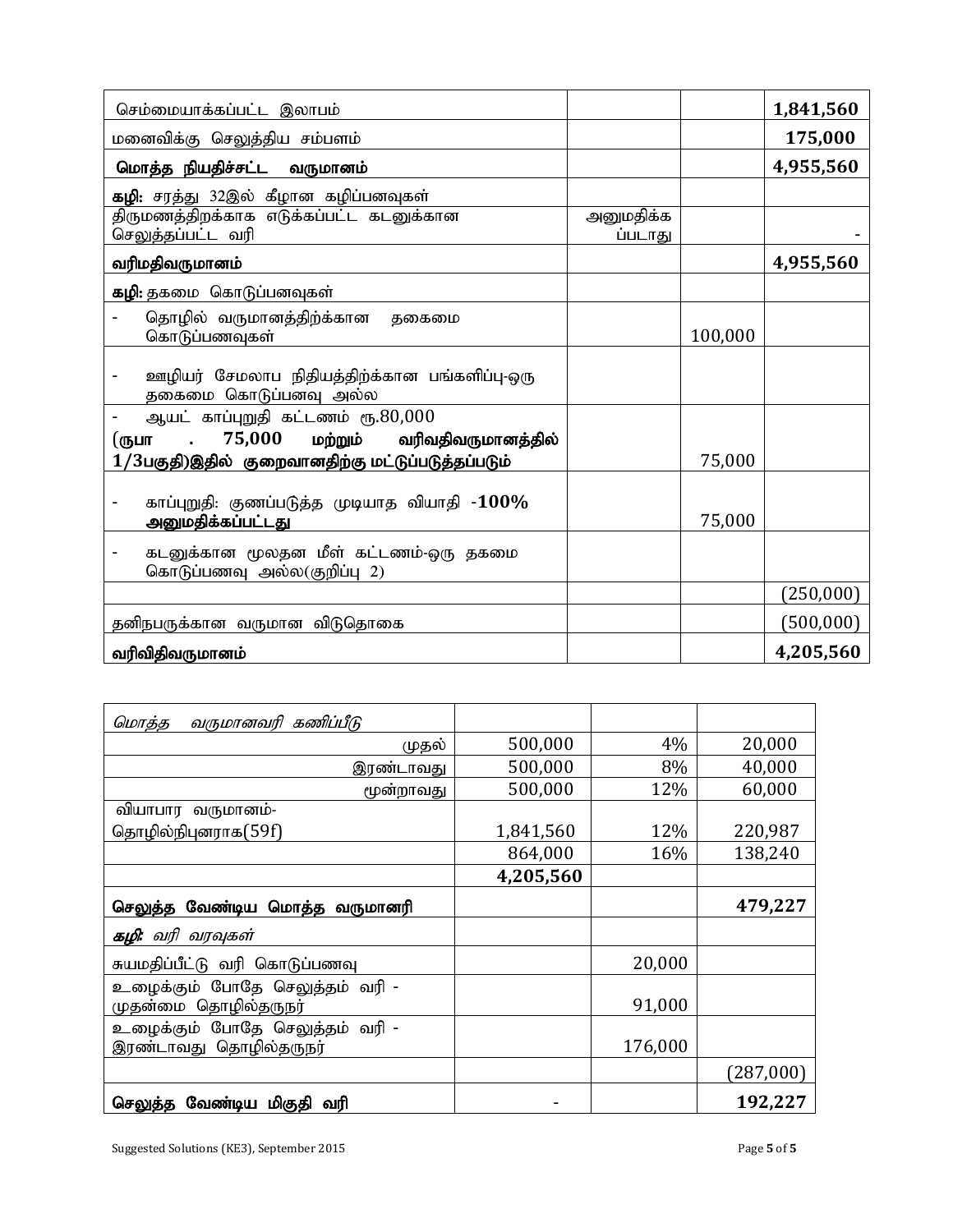| | | | |
|---|---|---|---|
| செம்மையாக்கப்பட்ட இலாபம் | | | **1,841,560** |
| மனைவிக்கு செலுத்திய சம்பளம் | | | **175,000** |
| **மொத்த நியதிச்சட்ட வருமானம்** | | | **4,955,560** |
| **கழி:** சரத்து 32இல் கீழான கழிப்பனவுகள் | | | |
| திருமணத்திறக்காக எடுக்கப்பட்ட கடனுக்கான செலுத்தப்பட்ட வரி | அனுமதிக்கப்படாது | | - |
| **வரிமதிவருமானம்** | | | **4,955,560** |
| **கழி:** தகமை கொடுப்பனவுகள் | | | |
| - தொழில் வருமானத்திற்க்கான தகைமை கொடுப்பணவுகள் | | 100,000 | |
| - ஊழியர் சேமலாப நிதியத்திற்க்கான பங்களிப்பு-ஒரு தகைமை கொடுப்பனவு அல்ல | | | |
| - ஆயட் காப்புறுதி கட்டணம் ரூ.80,000 **(ருபா . 75,000 மற்றும் வரிவதிவருமானத்தில் 1/3பகுதி)இதில் குறைவானதிற்கு மட்டுப்படுத்தப்படும்** | | 75,000 | |
| - காப்புறுதி: குணப்படுத்த முடியாத வியாதி -**100% அனுமதிக்கப்பட்டது** | | 75,000 | |
| - கடனுக்கான மூலதன மீள் கட்டணம்-ஒரு தகமை கொடுப்பணவு அல்ல(குறிப்பு 2) | | | |
| | | | (250,000) |
| தனிநபருக்கான வருமான விடுதொகை | | | (500,000) |
| **வரிவிதிவருமானம்** | | | **4,205,560** |

| | | | |
|---|---|---|---|
| *மொத்த வருமானவரி கணிப்பீடு* | | | |
| முதல் | 500,000 | 4% | 20,000 |
| இரண்டாவது | 500,000 | 8% | 40,000 |
| மூன்றாவது | 500,000 | 12% | 60,000 |
| வியாபார வருமானம்-தொழில்நிபுனராக(59f) | 1,841,560 | 12% | 220,987 |
| | 864,000 | 16% | 138,240 |
| | **4,205,560** | | |
| **செலுத்த வேண்டிய மொத்த வருமானரி** | | | **479,227** |
| ***கழி:*** *வரி வரவுகள்* | | | |
| சுயமதிப்பீட்டு வரி கொடுப்பணவு | | 20,000 | |
| உழைக்கும் போதே செலுத்தம் வரி - முதன்மை தொழில்தருநர் | | 91,000 | |
| உழைக்கும் போதே செலுத்தம் வரி - இரண்டாவது தொழில்தருநர் | | 176,000 | |
| | | | (287,000) |
| **செலுத்த வேண்டிய மிகுதி வரி** | - | | **192,227** |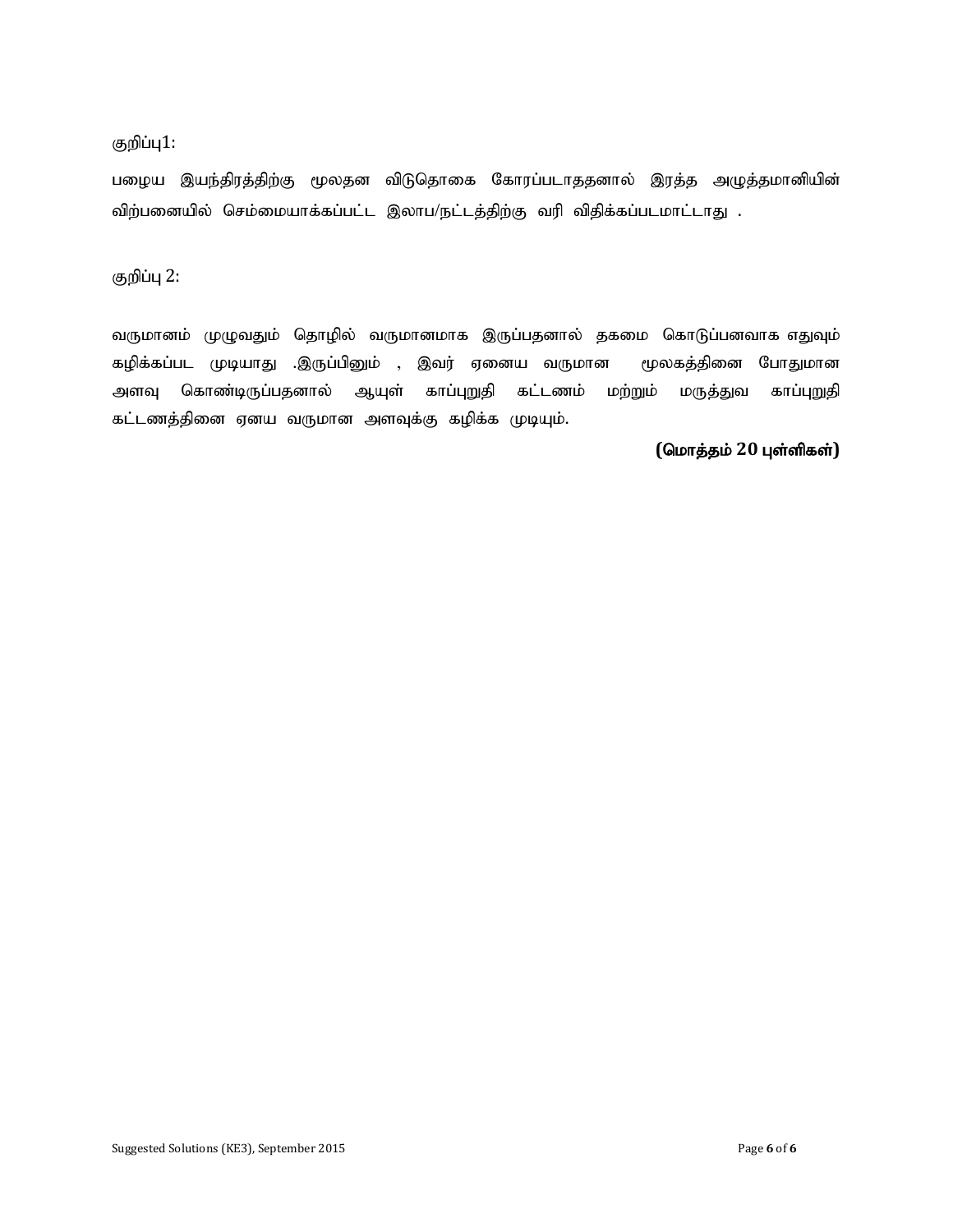குறிப்பு1:

பழைய இயந்திரத்திற்கு மூலதன விடுதொகை கோரப்படாததனால் இரத்த அழுத்தமானியின் விற்பனையில் செம்மையாக்கப்பட்ட இலாப/நட்டத்திற்கு வரி விதிக்கப்படமாட்டாது .

குறிப்பு 2:

வருமானம் முழுவதும் தொழில் வருமானமாக இருப்பதனால் தகமை கொடுப்பனவாக எதுவும் கழிக்கப்பட முடியாது .இருப்பினும் , இவர் ஏனைய வருமான மூலகத்தினை போதுமான அளவு கொண்டிருப்பதனால் ஆயுள் காப்புறுதி கட்டணம் மற்றும் மருத்துவ காப்புறுதி கட்டணத்தினை ஏனய வருமான அளவுக்கு கழிக்க முடியும்.

**(மொத்தம் 20 புள்ளிகள்)**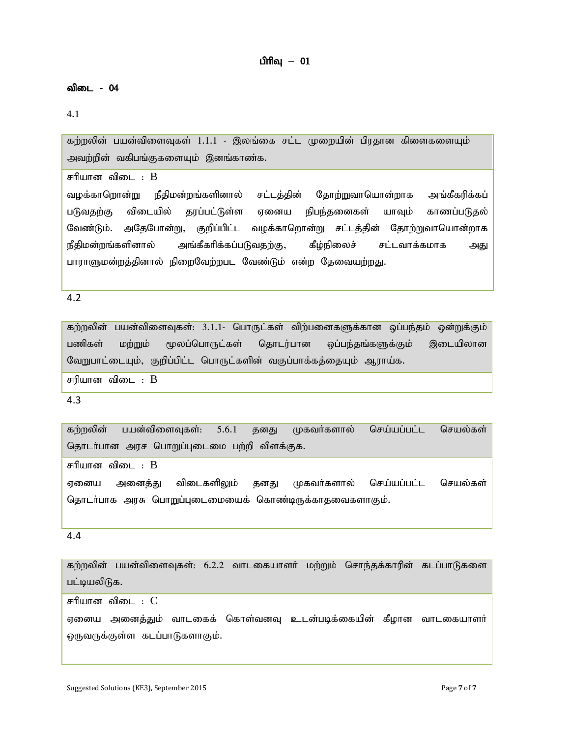## பிரிவு – 01

### விடை - 04

4.1

கற்றலின் பயன்விளைவுகள் 1.1.1 - இலங்கை சட்ட முறையின் பிரதான கிளைகளையும் அவற்றின் வகிபங்குகளையும் இனங்காண்க.

சரியான விடை : B

வழக்காறொன்று நீதிமன்றங்களினால் சட்டத்தின் தோற்றுவாயொன்றாக அங்கீகரிக்கப் படுவதற்கு விடையில் தரப்பட்டுள்ள ஏனைய நிபந்தனைகள் யாவும் காணப்படுதல் வேண்டும். அதேபோன்று, குறிப்பிட்ட வழக்காறொன்று சட்டத்தின் தோற்றுவாயொன்றாக நீதிமன்றங்களினால் அங்கீகரிக்கப்படுவதற்கு, கீழ்நிலைச் சட்டவாக்கமாக அது பாராளுமன்றத்தினால் நிறைவேற்றபட வேண்டும் என்ற தேவையற்றது.

4.2

கற்றலின் பயன்விளைவுகள்: 3.1.1- பொருட்கள் விற்பனைகளுக்கான ஒப்பந்தம் ஒன்றுக்கும் பணிகள் மற்றும் மூலப்பொருட்கள் தொடர்பான ஒப்பந்தங்களுக்கும் இடையிலான வேறுபாட்டையும், குறிப்பிட்ட பொருட்களின் வகுப்பாக்கத்தையும் ஆராய்க.

சரியான விடை : B

4.3

கற்றலின் பயன்விளைவுகள்: 5.6.1 தனது முகவர்களால் செய்யப்பட்ட செயல்கள் தொடர்பான அரச பொறுப்புடைமை பற்றி விளக்குக.

சரியான விடை : B

ஏனைய அனைத்து விடைகளிலும் தனது முகவர்களால் செய்யப்பட்ட செயல்கள் தொடர்பாக அரசு பொறுப்புடைமையைக் கொண்டிருக்காதவைகளாகும்.

4.4

கற்றலின் பயன்விளைவுகள்: 6.2.2 வாடகையாளர் மற்றும் சொந்தக்காரின் கடப்பாடுகளை பட்டியலிடுக.

சரியான விடை : C

ஏனைய அனைத்தும் வாடகைக் கொள்வனவு உடன்படிக்கையின் கீழான வாடகையாளர் ஒருவருக்குள்ள கடப்பாடுகளாகும்.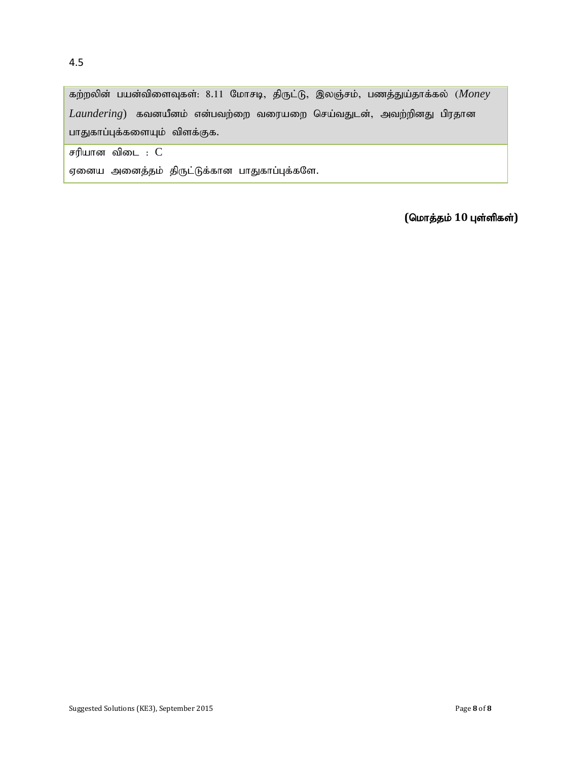4.5

| கற்றலின் பயன்விளைவுகள்: 8.11 மோசடி, திருட்டு, இலஞ்சம், பணத்துய்தாக்கல் (*Money Laundering*) கவனயீனம் என்பவற்றை வரையறை செய்வதுடன், அவற்றினது பிரதான பாதுகாப்புக்களையும் விளக்குக. |
|---|
| சரியான விடை : C<br>ஏனைய அனைத்தம் திருட்டுக்கான பாதுகாப்புக்களே. |

**(மொத்தம் 10 புள்ளிகள்)**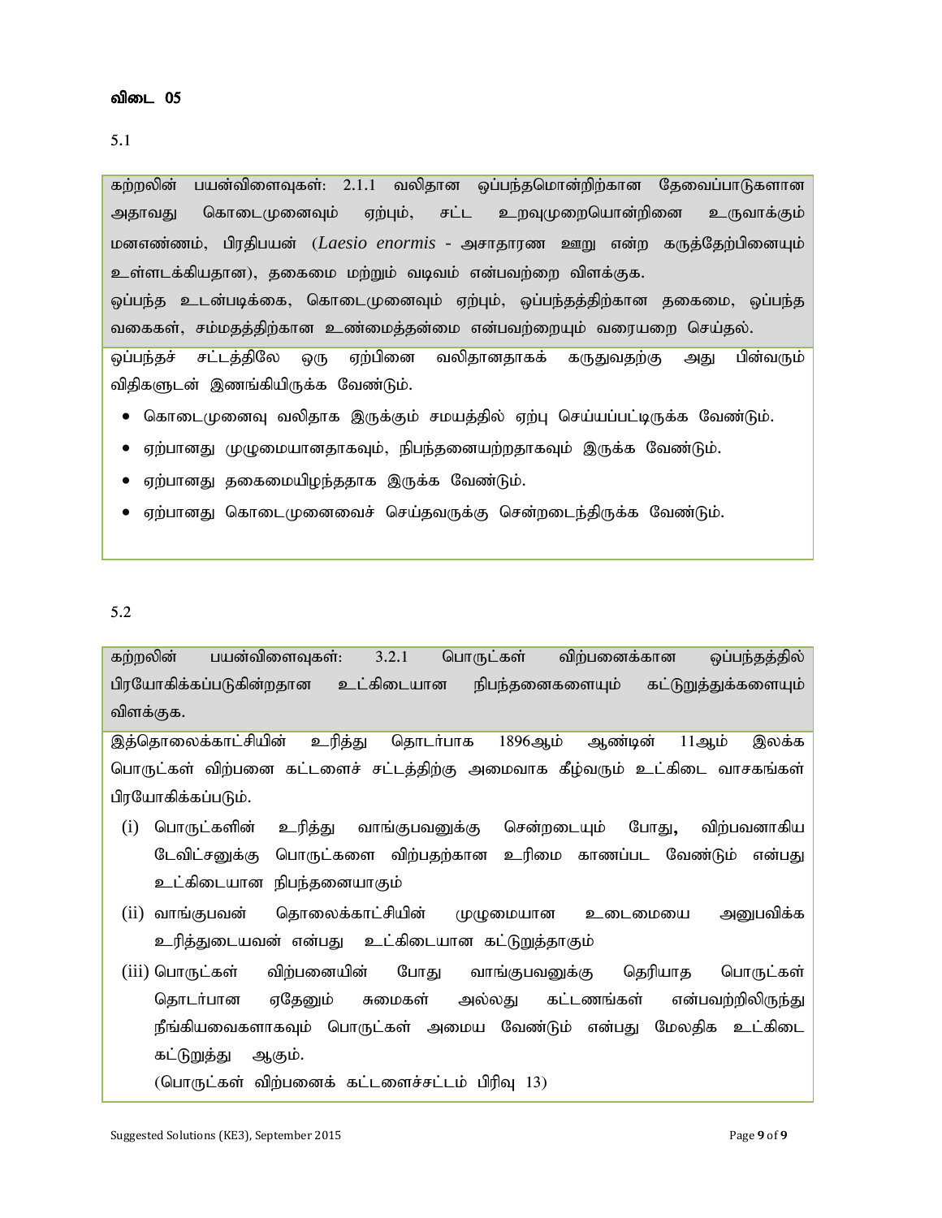**விடை 05**

5.1

கற்றலின் பயன்விளைவுகள்: 2.1.1 வலிதான ஒப்பந்தமொன்றிற்கான தேவைப்பாடுகளான அதாவது கொடைமுனைவும் ஏற்பும், சட்ட உறவுமுறையொன்றினை உருவாக்கும் மனஎண்ணம், பிரதிபயன் (*Laesio enormis* - அசாதாரண ஊறு என்ற கருத்தேற்பினையும் உள்ளடக்கியதான), தகைமை மற்றும் வடிவம் என்பவற்றை விளக்குக.
ஒப்பந்த உடன்படிக்கை, கொடைமுனைவும் ஏற்பும், ஒப்பந்தத்திற்கான தகைமை, ஒப்பந்த வகைகள், சம்மதத்திற்கான உண்மைத்தன்மை என்பவற்றையும் வரையறை செய்தல்.

ஒப்பந்தச் சட்டத்திலே ஒரு ஏற்பினை வலிதானதாகக் கருதுவதற்கு அது பின்வரும் விதிகளுடன் இணங்கியிருக்க வேண்டும்.

- கொடைமுனைவு வலிதாக இருக்கும் சமயத்தில் ஏற்பு செய்யப்பட்டிருக்க வேண்டும்.
- ஏற்பானது முழுமையானதாகவும், நிபந்தனையற்றதாகவும் இருக்க வேண்டும்.
- ஏற்பானது தகைமையிழந்ததாக இருக்க வேண்டும்.
- ஏற்பானது கொடைமுனைவைச் செய்தவருக்கு சென்றடைந்திருக்க வேண்டும்.

5.2

கற்றலின் பயன்விளைவுகள்: 3.2.1 பொருட்கள் விற்பனைக்கான ஒப்பந்தத்தில் பிரயோகிக்கப்படுகின்றதான உட்கிடையான நிபந்தனைகளையும் கட்டுறுத்துக்களையும் விளக்குக.

இத்தொலைக்காட்சியின் உரித்து தொடர்பாக 1896ஆம் ஆண்டின் 11ஆம் இலக்க பொருட்கள் விற்பனை கட்டளைச் சட்டத்திற்கு அமைவாக கீழ்வரும் உட்கிடை வாசகங்கள் பிரயோகிக்கப்படும்.

(i) பொருட்களின் உரித்து வாங்குபவனுக்கு சென்றடையும் போது, விற்பவனாகிய டேவிட்சனுக்கு பொருட்களை விற்பதற்கான உரிமை காணப்பட வேண்டும் என்பது உட்கிடையான நிபந்தனையாகும்

(ii) வாங்குபவன் தொலைக்காட்சியின் முழுமையான உடைமையை அனுபவிக்க உரித்துடையவன் என்பது உட்கிடையான கட்டுறுத்தாகும்

(iii) பொருட்கள் விற்பனையின் போது வாங்குபவனுக்கு தெரியாத பொருட்கள் தொடர்பான ஏதேனும் சுமைகள் அல்லது கட்டணங்கள் என்பவற்றிலிருந்து நீங்கியவைகளாகவும் பொருட்கள் அமைய வேண்டும் என்பது மேலதிக உட்கிடை கட்டுறுத்து ஆகும்.
(பொருட்கள் விற்பனைக் கட்டளைச்சட்டம் பிரிவு 13)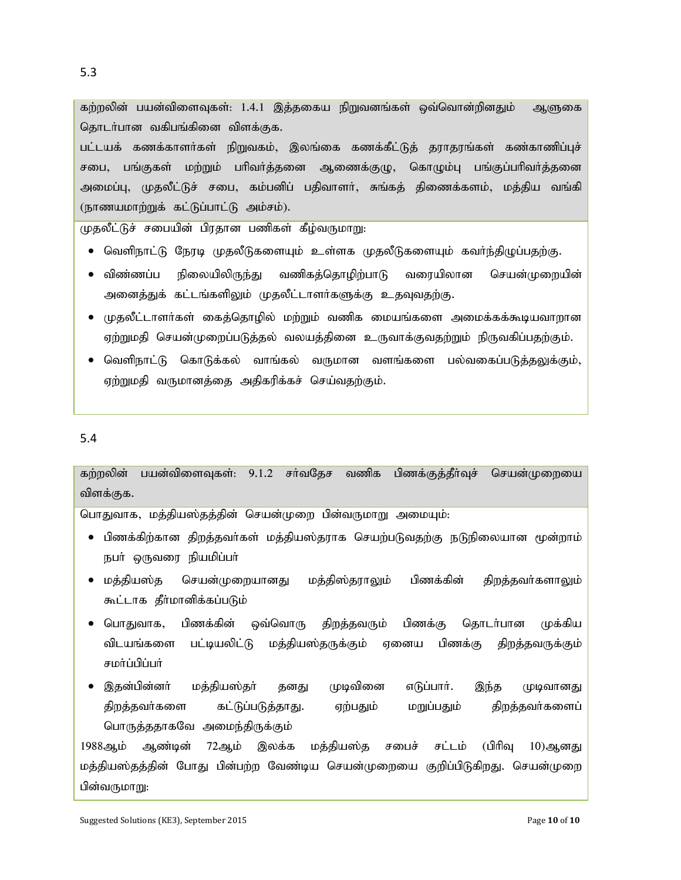5.3

கற்றலின் பயன்விளைவுகள்: 1.4.1 இத்தகைய நிறுவனங்கள் ஒவ்வொன்றினதும் ஆளுகை தொடர்பான வகிபங்கினை விளக்குக.

பட்டயக் கணக்காளர்கள் நிறுவகம், இலங்கை கணக்கீட்டுத் தராதரங்கள் கண்காணிப்புச் சபை, பங்குகள் மற்றும் பரிவர்த்தனை ஆணைக்குழு, கொழும்பு பங்குப்பரிவர்த்தனை அமைப்பு, முதலீட்டுச் சபை, கம்பனிப் பதிவாளர், சுங்கத் திணைக்களம், மத்திய வங்கி (நாணயமாற்றுக் கட்டுப்பாட்டு அம்சம்).

முதலீட்டுச் சபையின் பிரதான பணிகள் கீழ்வருமாறு:

- வெளிநாட்டு நேரடி முதலீடுகளையும் உள்ளக முதலீடுகளையும் கவர்ந்திழுப்பதற்கு.
- விண்ணப்ப நிலையிலிருந்து வணிகத்தொழிற்பாடு வரையிலான செயன்முறையின் அனைத்துக் கட்டங்களிலும் முதலீட்டாளர்களுக்கு உதவுவதற்கு.
- முதலீட்டாளர்கள் கைத்தொழில் மற்றும் வணிக மையங்களை அமைக்கக்கூடியவாறான ஏற்றுமதி செயன்முறைப்படுத்தல் வலயத்தினை உருவாக்குவதற்றும் நிருவகிப்பதற்கும்.
- வெளிநாட்டு கொடுக்கல் வாங்கல் வருமான வளங்களை பல்வகைப்படுத்தலுக்கும், ஏற்றுமதி வருமானத்தை அதிகரிக்கச் செய்வதற்கும்.

5.4

கற்றலின் பயன்விளைவுகள்: 9.1.2 சர்வதேச வணிக பிணக்குத்தீர்வுச் செயன்முறையை விளக்குக.

பொதுவாக, மத்தியஸ்தத்தின் செயன்முறை பின்வருமாறு அமையும்:

- பிணக்கிற்கான திறத்தவர்கள் மத்தியஸ்தராக செயற்படுவதற்கு நடுநிலையான மூன்றாம் நபர் ஒருவரை நியமிப்பர்
- மத்தியஸ்த செயன்முறையானது மத்திஸ்தராலும் பிணக்கின் திறத்தவர்களாலும் கூட்டாக தீர்மானிக்கப்படும்
- பொதுவாக, பிணக்கின் ஒவ்வொரு திறத்தவரும் பிணக்கு தொடர்பான முக்கிய விடயங்களை பட்டியலிட்டு மத்தியஸ்தருக்கும் ஏனைய பிணக்கு திறத்தவருக்கும் சமர்ப்பிப்பர்
- இதன்பின்னர் மத்தியஸ்தர் தனது முடிவினை எடுப்பார். இந்த முடிவானது திறத்தவர்களை கட்டுப்படுத்தாது. ஏற்பதும் மறுப்பதும் திறத்தவர்களைப் பொருத்ததாகவே அமைந்திருக்கும்

1988ஆம் ஆண்டின் 72ஆம் இலக்க மத்தியஸ்த சபைச் சட்டம் (பிரிவு 10)ஆனது மத்தியஸ்தத்தின் போது பின்பற்ற வேண்டிய செயன்முறையை குறிப்பிடுகிறது. செயன்முறை பின்வருமாறு: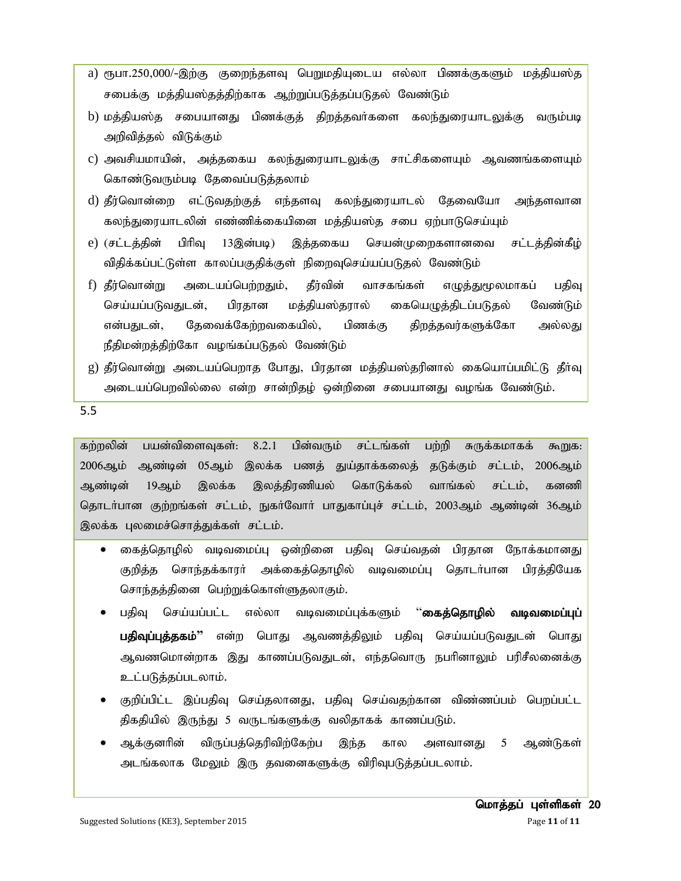a) ரூபா.250,000/-இற்கு குறைந்தளவு பெறுமதியுடைய எல்லா பிணக்குகளும் மத்தியஸ்த சபைக்கு மத்தியஸ்தத்திற்காக ஆற்றுப்படுத்தப்படுதல் வேண்டும்

b) மத்தியஸ்த சபையானது பிணக்குத் திறத்தவர்களை கலந்துரையாடலுக்கு வரும்படி அறிவித்தல் விடுக்கும்

c) அவசியமாயின், அத்தகைய கலந்துரையாடலுக்கு சாட்சிகளையும் ஆவணங்களையும் கொண்டுவரும்படி தேவைப்படுத்தலாம்

d) தீர்வொன்றை எட்டுவதற்குத் எந்தளவு கலந்துரையாடல் தேவையோ அந்தளவான கலந்துரையாடலின் எண்ணிக்கையினை மத்தியஸ்த சபை ஏற்பாடுசெய்யும்

e) (சட்டத்தின் பிரிவு 13இன்படி) இத்தகைய செயன்முறைகளானவை சட்டத்தின்கீழ் விதிக்கப்பட்டுள்ள காலப்பகுதிக்குள் நிறைவுசெய்யப்படுதல் வேண்டும்

f) தீர்வொன்று அடையப்பெற்றதும், தீர்வின் வாசகங்கள் எழுத்துமூலமாகப் பதிவு செய்யப்படுவதுடன், பிரதான மத்தியஸ்தரால் கையெழுத்திடப்படுதல் வேண்டும் என்பதுடன், தேவைக்கேற்றவகையில், பிணக்கு திறத்தவர்களுக்கோ அல்லது நீதிமன்றத்திற்கோ வழங்கப்படுதல் வேண்டும்

g) தீர்வொன்று அடையப்பெறாத போது, பிரதான மத்தியஸ்தரினால் கையொப்பமிட்டு தீர்வு அடையப்பெறவில்லை என்ற சான்றிதழ் ஒன்றினை சபையானது வழங்க வேண்டும்.

5.5

கற்றலின் பயன்விளைவுகள்: 8.2.1 பின்வரும் சட்டங்கள் பற்றி சுருக்கமாகக் கூறுக: 2006ஆம் ஆண்டின் 05ஆம் இலக்க பணத் துய்தாக்கலைத் தடுக்கும் சட்டம், 2006ஆம் ஆண்டின் 19ஆம் இலக்க இலத்திரணியல் கொடுக்கல் வாங்கல் சட்டம், கனணி தொடர்பான குற்றங்கள் சட்டம், நுகர்வோர் பாதுகாப்புச் சட்டம், 2003ஆம் ஆண்டின் 36ஆம் இலக்க புலமைச்சொத்துக்கள் சட்டம்.

- கைத்தொழில் வடிவமைப்பு ஒன்றினை பதிவு செய்வதன் பிரதான நோக்கமானது குறித்த சொந்தக்காரா் அக்கைத்தொழில் வடிவமைப்பு தொடர்பான பிரத்தியேக சொந்தத்தினை பெற்றுக்கொள்ளுதலாகும்.
- பதிவு செய்யப்பட்ட எல்லா வடிவமைப்புக்களும் "**கைத்தொழில் வடிவமைப்புப் பதிவுப்புத்தகம்**" என்ற பொது ஆவணத்திலும் பதிவு செய்யப்படுவதுடன் பொது ஆவணமொன்றாக இது காணப்படுவதுடன், எந்தவொரு நபரினாலும் பரிசீலனைக்கு உட்படுத்தப்படலாம்.
- குறிப்பிட்ட இப்பதிவு செய்தலானது, பதிவு செய்வதற்கான விண்ணப்பம் பெறப்பட்ட திகதியில் இருந்து 5 வருடங்களுக்கு வலிதாகக் காணப்படும்.
- ஆக்குனரின் விருப்பத்தெரிவிற்கேற்ப இந்த கால அளவானது 5 ஆண்டுகள் அடங்கலாக மேலும் இரு தவனைகளுக்கு விரிவுபடுத்தப்படலாம்.

**மொத்தப் புள்ளிகள் 20**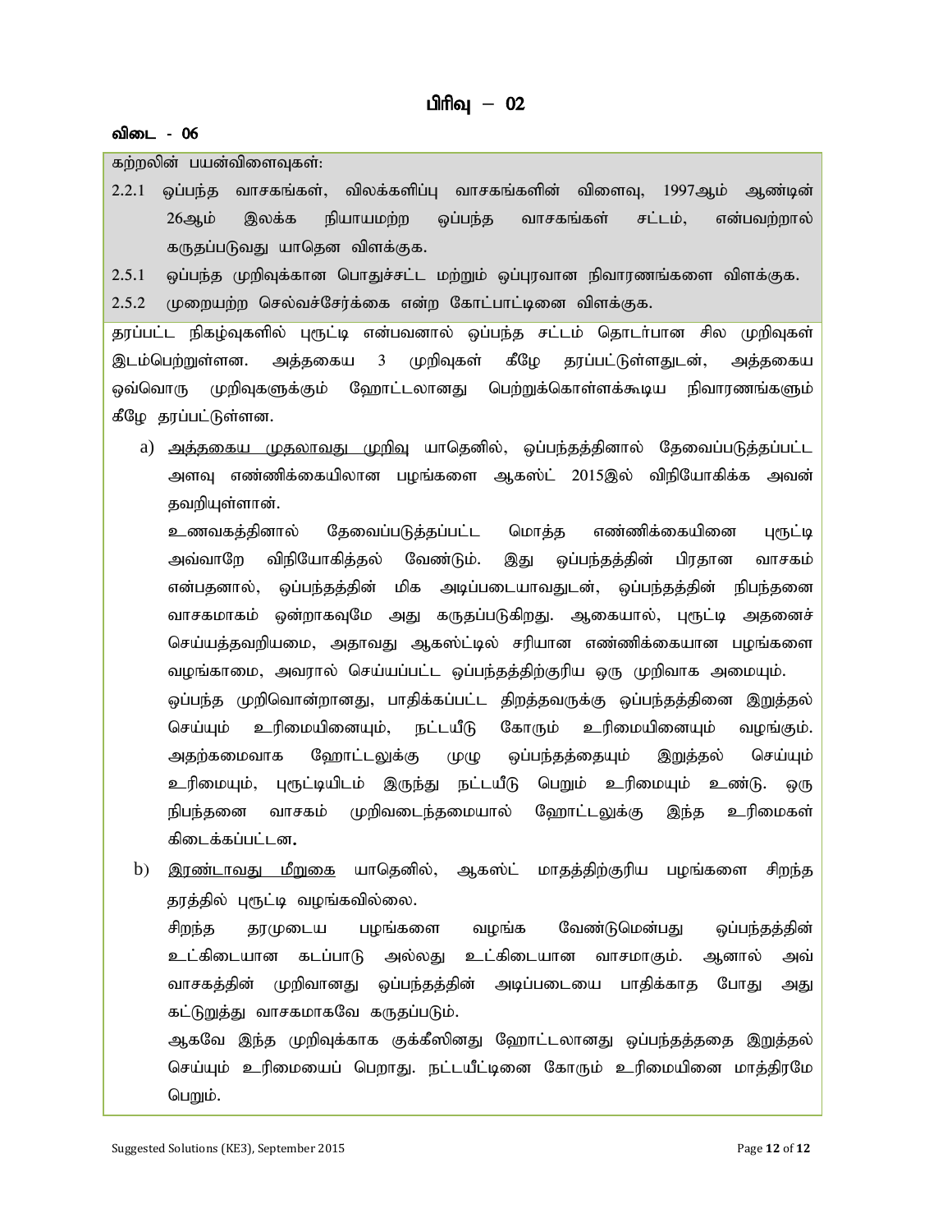# பிரிவு – 02

**விடை - 06**

கற்றலின் பயன்விளைவுகள்:

2.2.1 ஒப்பந்த வாசகங்கள், விலக்களிப்பு வாசகங்களின் விளைவு, 1997ஆம் ஆண்டின் 26ஆம் இலக்க நியாயமற்ற ஒப்பந்த வாசகங்கள் சட்டம், என்பவற்றால் கருதப்படுவது யாதென விளக்குக.

2.5.1 ஒப்பந்த முறிவுக்கான பொதுச்சட்ட மற்றும் ஒப்புரவான நிவாரணங்களை விளக்குக.

2.5.2 முறையற்ற செல்வச்சேர்க்கை என்ற கோட்பாட்டினை விளக்குக.

தரப்பட்ட நிகழ்வுகளில் புரூட்டி என்பவனால் ஒப்பந்த சட்டம் தொடர்பான சில முறிவுகள் இடம்பெற்றுள்ளன. அத்தகைய 3 முறிவுகள் கீழே தரப்பட்டுள்ளதுடன், அத்தகைய ஒவ்வொரு முறிவுகளுக்கும் ஹோட்டலானது பெற்றுக்கொள்ளக்கூடிய நிவாரணங்களும் கீழே தரப்பட்டுள்ளன.

a) அத்தகைய முதலாவது முறிவு யாதெனில், ஒப்பந்தத்தினால் தேவைப்படுத்தப்பட்ட அளவு எண்ணிக்கையிலான பழங்களை ஆகஸ்ட் 2015இல் விநியோகிக்க அவன் தவறியுள்ளான்.

   உணவகத்தினால் தேவைப்படுத்தப்பட்ட மொத்த எண்ணிக்கையினை புரூட்டி அவ்வாறே விநியோகித்தல் வேண்டும். இது ஒப்பந்தத்தின் பிரதான வாசகம் என்பதனால், ஒப்பந்தத்தின் மிக அடிப்படையாவதுடன், ஒப்பந்தத்தின் நிபந்தனை வாசகமாகம் ஒன்றாகவுமே அது கருதப்படுகிறது. ஆகையால், புரூட்டி அதனைச் செய்யத்தவறியமை, அதாவது ஆகஸ்ட்டில் சரியான எண்ணிக்கையான பழங்களை வழங்காமை, அவரால் செய்யப்பட்ட ஒப்பந்தத்திற்குரிய ஒரு முறிவாக அமையும்.

   ஒப்பந்த முறிவொன்றானது, பாதிக்கப்பட்ட திறத்தவருக்கு ஒப்பந்தத்தினை இறுத்தல் செய்யும் உரிமையினையும், நட்டயீடு கோரும் உரிமையினையும் வழங்கும். அதற்கமைவாக ஹோட்டலுக்கு முழு ஒப்பந்தத்தையும் இறுத்தல் செய்யும் உரிமையும், புரூட்டியிடம் இருந்து நட்டயீடு பெறும் உரிமையும் உண்டு. ஒரு நிபந்தனை வாசகம் முறிவடைந்தமையால் ஹோட்டலுக்கு இந்த உரிமைகள் கிடைக்கப்பட்டன.

b) இரண்டாவது மீறுகை யாதெனில், ஆகஸ்ட் மாதத்திற்குரிய பழங்களை சிறந்த தரத்தில் புரூட்டி வழங்கவில்லை.

   சிறந்த தரமுடைய பழங்களை வழங்க வேண்டுமென்பது ஒப்பந்தத்தின் உட்கிடையான கடப்பாடு அல்லது உட்கிடையான வாசமாகும். ஆனால் அவ் வாசகத்தின் முறிவானது ஒப்பந்தத்தின் அடிப்படையை பாதிக்காத போது அது கட்டுறுத்து வாசகமாகவே கருதப்படும்.

   ஆகவே இந்த முறிவுக்காக குக்கீஸினது ஹோட்டலானது ஒப்பந்தத்ததை இறுத்தல் செய்யும் உரிமையைப் பெறாது. நட்டயீட்டினை கோரும் உரிமையினை மாத்திரமே பெறும்.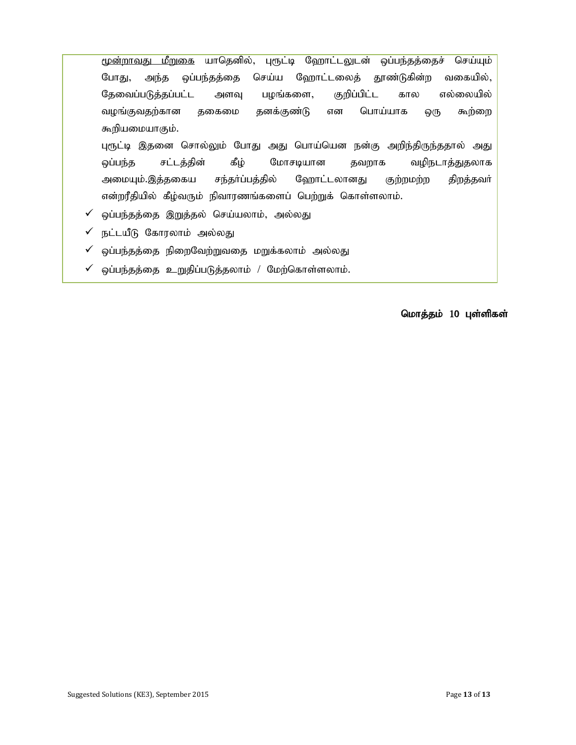<u>மூன்றாவது மீறுகை</u> யாதெனில், புரூட்டி ஹோட்டலுடன் ஒப்பந்தத்தைச் செய்யும் போது, அந்த ஒப்பந்தத்தை செய்ய ஹோட்டலைத் தூண்டுகின்ற வகையில், தேவைப்படுத்தப்பட்ட அளவு பழங்களை, குறிப்பிட்ட கால எல்லையில் வழங்குவதற்கான தகைமை தனக்குண்டு என பொய்யாக ஒரு கூற்றை கூறியமையாகும்.

புரூட்டி இதனை சொல்லும் போது அது பொய்யென நன்கு அறிந்திருந்ததால் அது ஒப்பந்த சட்டத்தின் கீழ் மோசடியான தவறாக வழிநடாத்துதலாக அமையும்.இத்தகைய சந்தர்ப்பத்தில் ஹோட்டலானது குற்றமற்ற திறத்தவர் என்றரீதியில் கீழ்வரும் நிவாரணங்களைப் பெற்றுக் கொள்ளலாம்.

- ✓ ஒப்பந்தத்தை இறுத்தல் செய்யலாம், அல்லது
- ✓ நட்டயீடு கோரலாம் அல்லது
- ✓ ஒப்பந்தத்தை நிறைவேற்றுவதை மறுக்கலாம் அல்லது
- ✓ ஒப்பந்தத்தை உறுதிப்படுத்தலாம் / மேற்கொள்ளலாம்.

**மொத்தம் 10 புள்ளிகள்**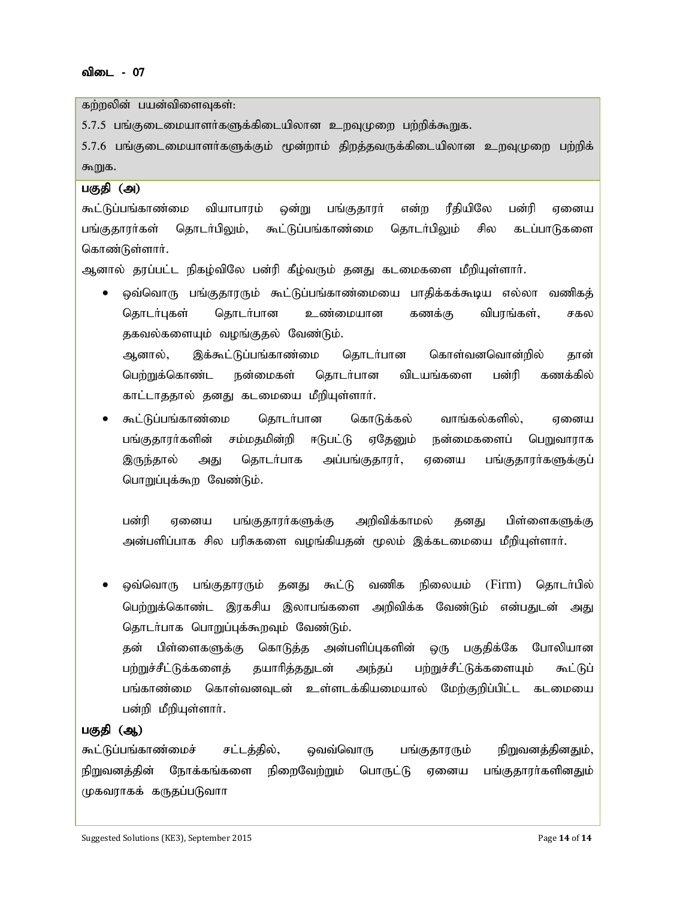**விடை - 07**

கற்றலின் பயன்விளைவுகள்:

5.7.5 பங்குடைமையாளர்களுக்கிடையிலான உறவுமுறை பற்றிக்கூறுக.

5.7.6 பங்குடைமையாளர்களுக்கும் மூன்றாம் திறத்தவருக்கிடையிலான உறவுமுறை பற்றிக் கூறுக.

**பகுதி (அ)**

கூட்டுப்பங்காண்மை வியாபாரம் ஒன்று பங்குதாரர் என்ற ரீதியிலே பன்ரி ஏனைய பங்குதாரர்கள் தொடர்பிலும், கூட்டுப்பங்காண்மை தொடர்பிலும் சில கடப்பாடுகளை கொண்டுள்ளார்.

ஆனால் தரப்பட்ட நிகழ்விலே பன்ரி கீழ்வரும் தனது கடமைகளை மீறியுள்ளார்.

- ஒவ்வொரு பங்குதாரரும் கூட்டுப்பங்காண்மையை பாதிக்கக்கூடிய எல்லா வணிகத் தொடர்புகள் தொடர்பான உண்மையான கணக்கு விபரங்கள், சகல தகவல்களையும் வழங்குதல் வேண்டும்.

  ஆனால், இக்கூட்டுப்பங்காண்மை தொடர்பான கொள்வனவொன்றில் தான் பெற்றுக்கொண்ட நன்மைகள் தொடர்பான விடயங்களை பன்ரி கணக்கில் காட்டாததால் தனது கடமையை மீறியுள்ளார்.

- கூட்டுப்பங்காண்மை தொடர்பான கொடுக்கல் வாங்கல்களில், ஏனைய பங்குதாரர்களின் சம்மதமின்றி ஈடுபட்டு ஏதேனும் நன்மைகளைப் பெறுவாராக இருந்தால் அது தொடர்பாக அப்பங்குதாரர், ஏனைய பங்குதாரர்களுக்குப் பொறுப்புக்கூற வேண்டும்.

  பன்ரி ஏனைய பங்குதாரர்களுக்கு அறிவிக்காமல் தனது பிள்ளைகளுக்கு அன்பளிப்பாக சில பரிசுகளை வழங்கியதன் மூலம் இக்கடமையை மீறியுள்ளார்.

- ஒவ்வொரு பங்குதாரரும் தனது கூட்டு வணிக நிலையம் (Firm) தொடர்பில் பெற்றுக்கொண்ட இரகசிய இலாபங்களை அறிவிக்க வேண்டும் என்பதுடன் அது தொடர்பாக பொறுப்புக்கூறவும் வேண்டும்.

  தன் பிள்ளைகளுக்கு கொடுத்த அன்பளிப்புகளின் ஒரு பகுதிக்கே போலியான பற்றுச்சீட்டுக்களைத் தயாரித்ததுடன் அந்தப் பற்றுச்சீட்டுக்களையும் கூட்டுப் பங்காண்மை கொள்வனவுடன் உள்ளடக்கியமையால் மேற்குறிப்பிட்ட கடமையை பன்றி மீறியுள்ளார்.

**பகுதி (ஆ)**

கூட்டுப்பங்காண்மைச் சட்டத்தில், ஒவவ்வொரு பங்குதாரரும் நிறுவனத்தினதும், நிறுவனத்தின் நோக்கங்களை நிறைவேற்றும் பொருட்டு ஏனைய பங்குதாரர்களினதும் முகவராகக் கருதப்படுவா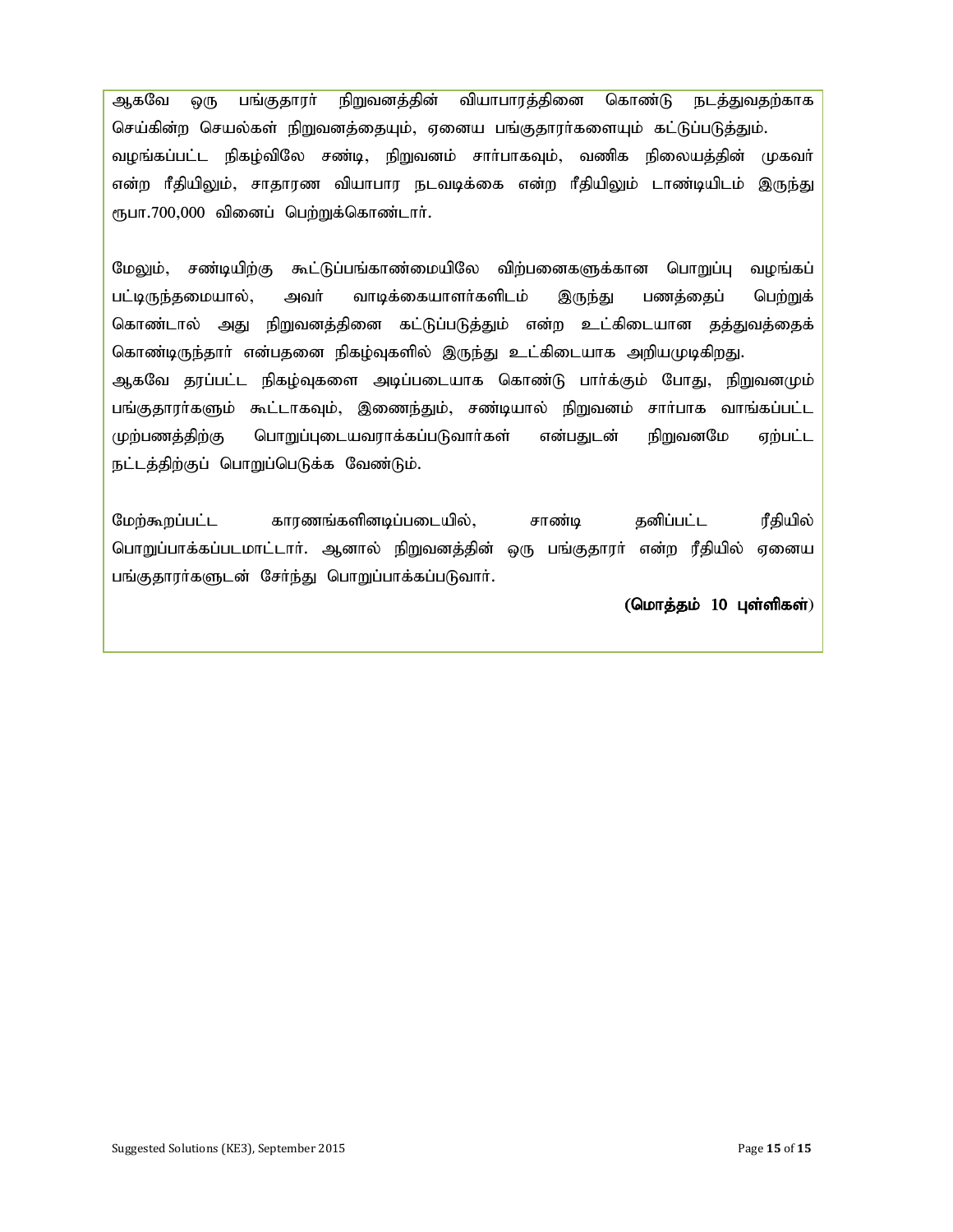ஆகவே ஒரு பங்குதாரர் நிறுவனத்தின் வியாபாரத்தினை கொண்டு நடத்துவதற்காக செய்கின்ற செயல்கள் நிறுவனத்தையும், ஏனைய பங்குதாரர்களையும் கட்டுப்படுத்தும்.
வழங்கப்பட்ட நிகழ்விலே சண்டி, நிறுவனம் சார்பாகவும், வணிக நிலையத்தின் முகவர் என்ற ரீதியிலும், சாதாரண வியாபார நடவடிக்கை என்ற ரீதியிலும் டாண்டியிடம் இருந்து ரூபா.700,000 வினைப் பெற்றுக்கொண்டார்.

மேலும், சண்டியிற்கு கூட்டுப்பங்காண்மையிலே விற்பனைகளுக்கான பொறுப்பு வழங்கப் பட்டிருந்தமையால், அவர் வாடிக்கையாளர்களிடம் இருந்து பணத்தைப் பெற்றுக் கொண்டால் அது நிறுவனத்தினை கட்டுப்படுத்தும் என்ற உட்கிடையான தத்துவத்தைக் கொண்டிருந்தார் என்பதனை நிகழ்வுகளில் இருந்து உட்கிடையாக அறியமுடிகிறது.
ஆகவே தரப்பட்ட நிகழ்வுகளை அடிப்படையாக கொண்டு பார்க்கும் போது, நிறுவனமும் பங்குதாரர்களும் கூட்டாகவும், இணைந்தும், சண்டியால் நிறுவனம் சார்பாக வாங்கப்பட்ட முற்பணத்திற்கு பொறுப்புடையவராக்கப்படுவார்கள் என்பதுடன் நிறுவனமே ஏற்பட்ட நட்டத்திற்குப் பொறுப்பெடுக்க வேண்டும்.

மேற்கூறப்பட்ட காரணங்களினடிப்படையில், சாண்டி தனிப்பட்ட ரீதியில் பொறுப்பாக்கப்படமாட்டார். ஆனால் நிறுவனத்தின் ஒரு பங்குதாரர் என்ற ரீதியில் ஏனைய பங்குதாரர்களுடன் சேர்ந்து பொறுப்பாக்கப்படுவார்.

**(மொத்தம் 10 புள்ளிகள்)**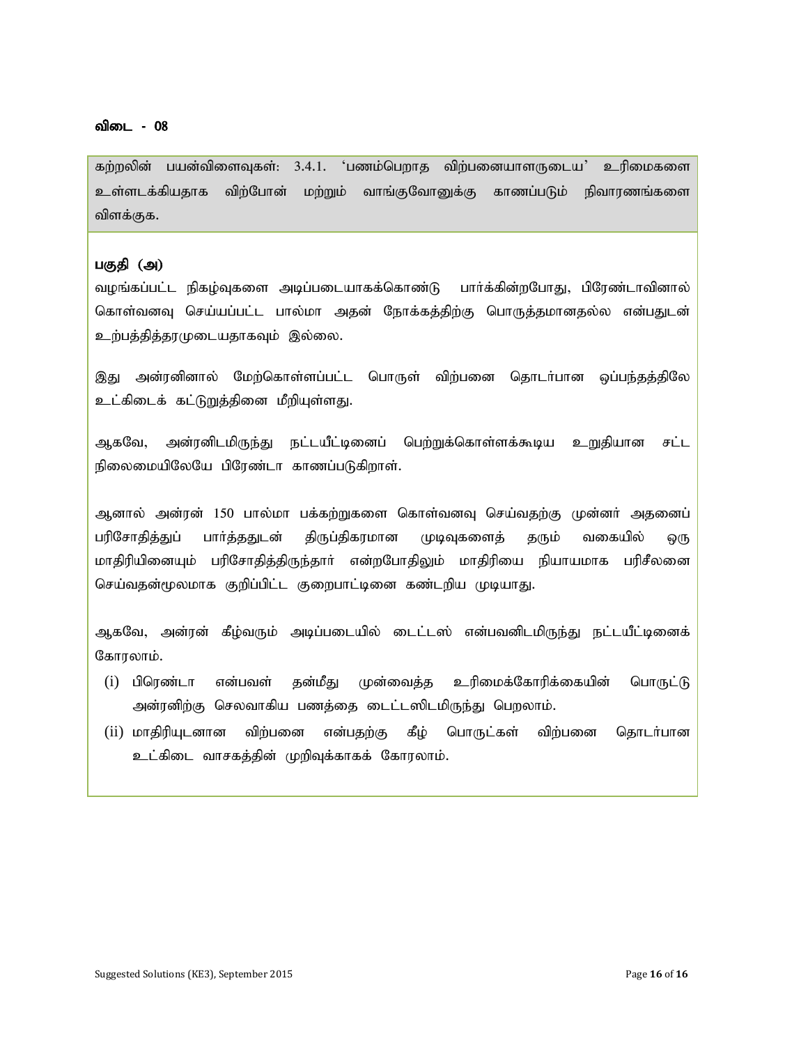**விடை - 08**

கற்றலின் பயன்விளைவுகள்: 3.4.1. 'பணம்பெறாத விற்பனையாளருடைய' உரிமைகளை உள்ளடக்கியதாக விற்போன் மற்றும் வாங்குவோனுக்கு காணப்படும் நிவாரணங்களை விளக்குக.

**பகுதி (அ)**

வழங்கப்பட்ட நிகழ்வுகளை அடிப்படையாகக்கொண்டு பார்க்கின்றபோது, பிரேண்டாவினால் கொள்வனவு செய்யப்பட்ட பால்மா அதன் நோக்கத்திற்கு பொருத்தமானதல்ல என்பதுடன் உற்பத்தித்தரமுடையதாகவும் இல்லை.

இது அன்ரனினால் மேற்கொள்ளப்பட்ட பொருள் விற்பனை தொடர்பான ஒப்பந்தத்திலே உட்கிடைக் கட்டுறுத்தினை மீறியுள்ளது.

ஆகவே, அன்ரனிடமிருந்து நட்டயீட்டினைப் பெற்றுக்கொள்ளக்கூடிய உறுதியான சட்ட நிலைமையிலேயே பிரேண்டா காணப்படுகிறாள்.

ஆனால் அன்ரன் 150 பால்மா பக்கற்றுகளை கொள்வனவு செய்வதற்கு முன்னர் அதனைப் பரிசோதித்துப் பார்த்ததுடன் திருப்திகரமான முடிவுகளைத் தரும் வகையில் ஒரு மாதிரியினையும் பரிசோதித்திருந்தார் என்றபோதிலும் மாதிரியை நியாயமாக பரிசீலனை செய்வதன்மூலமாக குறிப்பிட்ட குறைபாட்டினை கண்டறிய முடியாது.

ஆகவே, அன்ரன் கீழ்வரும் அடிப்படையில் டைட்டஸ் என்பவனிடமிருந்து நட்டயீட்டினைக் கோரலாம்.

(i) பிரெண்டா என்பவள் தன்மீது முன்வைத்த உரிமைக்கோரிக்கையின் பொருட்டு அன்ரனிற்கு செலவாகிய பணத்தை டைட்டஸிடமிருந்து பெறலாம்.

(ii) மாதிரியுடனான விற்பனை என்பதற்கு கீழ் பொருட்கள் விற்பனை தொடர்பான உட்கிடை வாசகத்தின் முறிவுக்காகக் கோரலாம்.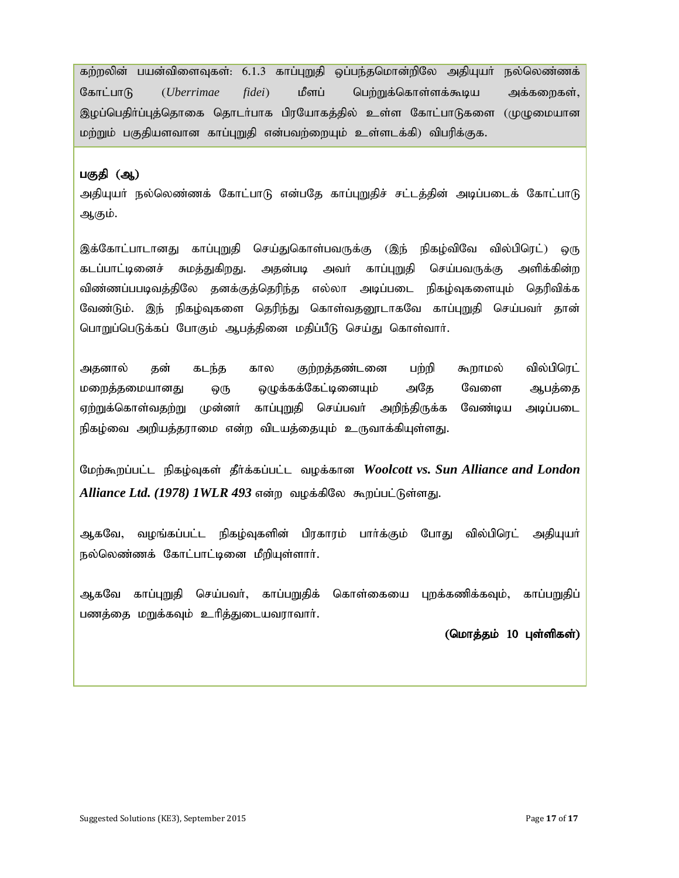கற்றலின் பயன்விளைவுகள்: 6.1.3 காப்புறுதி ஒப்பந்தமொன்றிலே அதியுயர் நல்லெண்ணக் கோட்பாடு (*Uberrimae fidei*) மீளப் பெற்றுக்கொள்ளக்கூடிய அக்கறைகள், இழப்பெதிர்ப்புத்தொகை தொடர்பாக பிரயோகத்தில் உள்ள கோட்பாடுகளை (முழுமையான மற்றும் பகுதியளவான காப்புறுதி என்பவற்றையும் உள்ளடக்கி) விபரிக்குக.

**பகுதி (ஆ)**

அதியுயர் நல்லெண்ணக் கோட்பாடு என்பதே காப்புறுதிச் சட்டத்தின் அடிப்படைக் கோட்பாடு ஆகும்.

இக்கோட்பாடானது காப்புறுதி செய்துகொள்பவருக்கு (இந் நிகழ்விவே வில்பிரெட்) ஒரு கடப்பாட்டினைச் சுமத்துகிறது. அதன்படி அவர் காப்புறுதி செய்பவருக்கு அளிக்கின்ற விண்ணப்பபடிவத்திலே தனக்குத்தெரிந்த எல்லா அடிப்படை நிகழ்வுகளையும் தெரிவிக்க வேண்டும். இந் நிகழ்வுகளை தெரிந்து கொள்வதனூடாகவே காப்புறுதி செய்பவர் தான் பொறுப்பெடுக்கப் போகும் ஆபத்தினை மதிப்பீடு செய்து கொள்வார்.

அதனால் தன் கடந்த கால குற்றத்தண்டனை பற்றி கூறாமல் வில்பிரெட் மறைத்தமையானது ஒரு ஒழுக்கக்கேட்டினையும் அதே வேளை ஆபத்தை ஏற்றுக்கொள்வதற்று முன்னர் காப்புறுதி செய்பவர் அறிந்திருக்க வேண்டிய அடிப்படை நிகழ்வை அறியத்தராமை என்ற விடயத்தையும் உருவாக்கியுள்ளது.

மேற்கூறப்பட்ட நிகழ்வுகள் தீர்க்கப்பட்ட வழக்கான ***Woolcott vs. Sun Alliance and London Alliance Ltd. (1978) 1WLR 493*** என்ற வழக்கிலே கூறப்பட்டுள்ளது.

ஆகவே, வழங்கப்பட்ட நிகழ்வுகளின் பிரகாரம் பார்க்கும் போது வில்பிரெட் அதியுயர் நல்லெண்ணக் கோட்பாட்டினை மீறியுள்ளார்.

ஆகவே காப்புறுதி செய்பவர், காப்பறுதிக் கொள்கையை புறக்கணிக்கவும், காப்புறுதிப் பணத்தை மறுக்கவும் உரித்துடையவராவார்.

**(மொத்தம் 10 புள்ளிகள்)**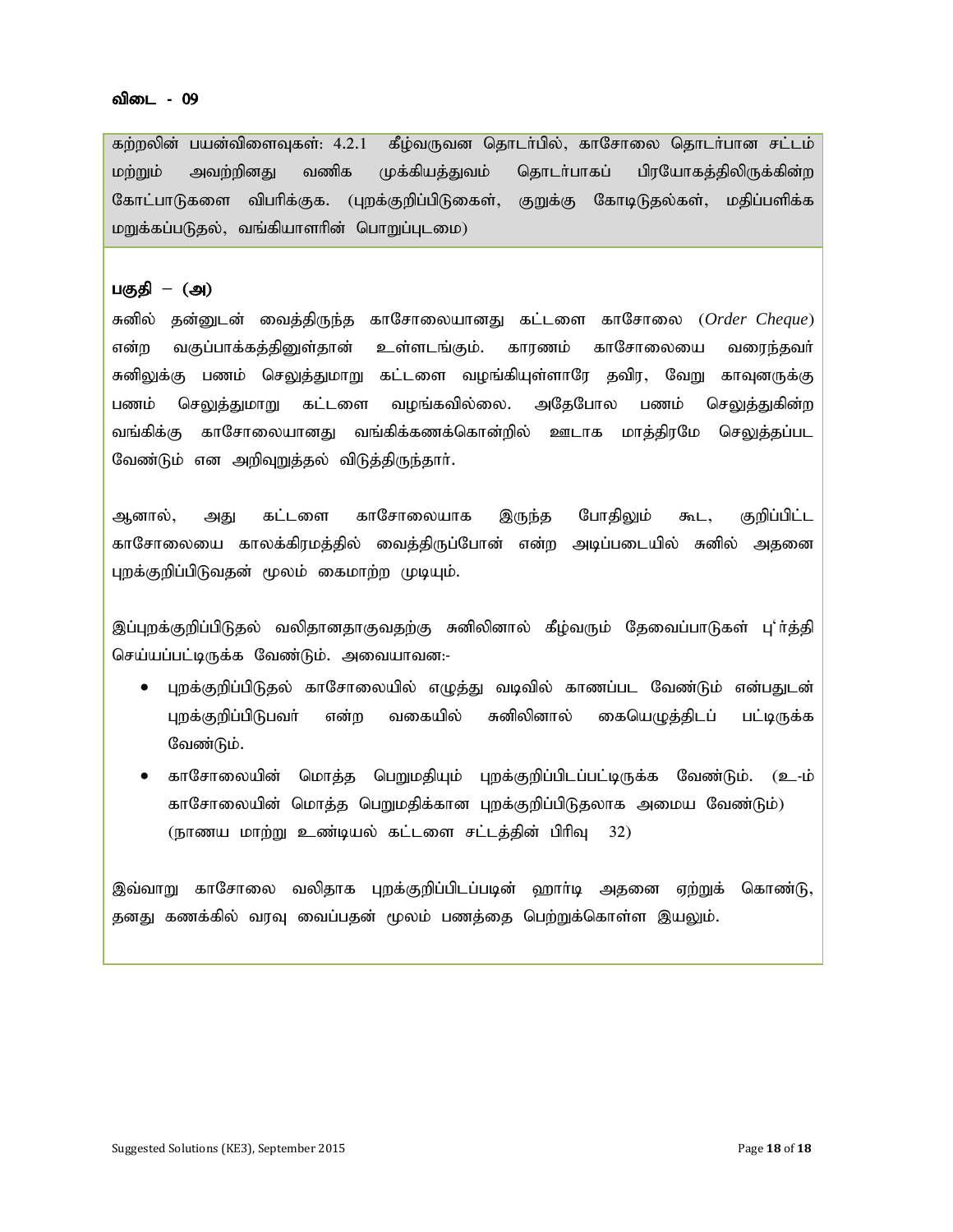**விடை - 09**

கற்றலின் பயன்விளைவுகள்: 4.2.1 கீழ்வருவன தொடர்பில், காசோலை தொடர்பான சட்டம் மற்றும் அவற்றினது வணிக முக்கியத்துவம் தொடர்பாகப் பிரயோகத்திலிருக்கின்ற கோட்பாடுகளை விபரிக்குக. (புறக்குறிப்பிடுகைள், குறுக்கு கோடிடுதல்கள், மதிப்பளிக்க மறுக்கப்படுதல், வங்கியாளரின் பொறுப்புடமை)

**பகுதி – (அ)**

சுனில் தன்னுடன் வைத்திருந்த காசோலையானது கட்டளை காசோலை (*Order Cheque*) என்ற வகுப்பாக்கத்தினுள்தான் உள்ளடங்கும். காரணம் காசோலையை வரைந்தவர் சுனிலுக்கு பணம் செலுத்துமாறு கட்டளை வழங்கியுள்ளாரே தவிர, வேறு காவுனருக்கு பணம் செலுத்துமாறு கட்டளை வழங்கவில்லை. அதேபோல பணம் செலுத்துகின்ற வங்கிக்கு காசோலையானது வங்கிக்கணக்கொன்றில் ஊடாக மாத்திரமே செலுத்தப்பட வேண்டும் என அறிவுறுத்தல் விடுத்திருந்தார்.

ஆனால், அது கட்டளை காசோலையாக இருந்த போதிலும் கூட, குறிப்பிட்ட காசோலையை காலக்கிரமத்தில் வைத்திருப்போன் என்ற அடிப்படையில் சுனில் அதனை புறக்குறிப்பிடுவதன் மூலம் கைமாற்ற முடியும்.

இப்புறக்குறிப்பிடுதல் வலிதானதாகுவதற்கு சுனிலினால் கீழ்வரும் தேவைப்பாடுகள் பு்ர்த்தி செய்யப்பட்டிருக்க வேண்டும். அவையாவன:-

- புறக்குறிப்பிடுதல் காசோலையில் எழுத்து வடிவில் காணப்பட வேண்டும் என்பதுடன் புறக்குறிப்பிடுபவர் என்ற வகையில் சுனிலினால் கையெழுத்திடப் பட்டிருக்க வேண்டும்.
- காசோலையின் மொத்த பெறுமதியும் புறக்குறிப்பிடப்பட்டிருக்க வேண்டும். (உ-ம் காசோலையின் மொத்த பெறுமதிக்கான புறக்குறிப்பிடுதலாக அமைய வேண்டும்) (நாணய மாற்று உண்டியல் கட்டளை சட்டத்தின் பிரிவு 32)

இவ்வாறு காசோலை வலிதாக புறக்குறிப்பிடப்படின் ஹார்டி அதனை ஏற்றுக் கொண்டு, தனது கணக்கில் வரவு வைப்பதன் மூலம் பணத்தை பெற்றுக்கொள்ள இயலும்.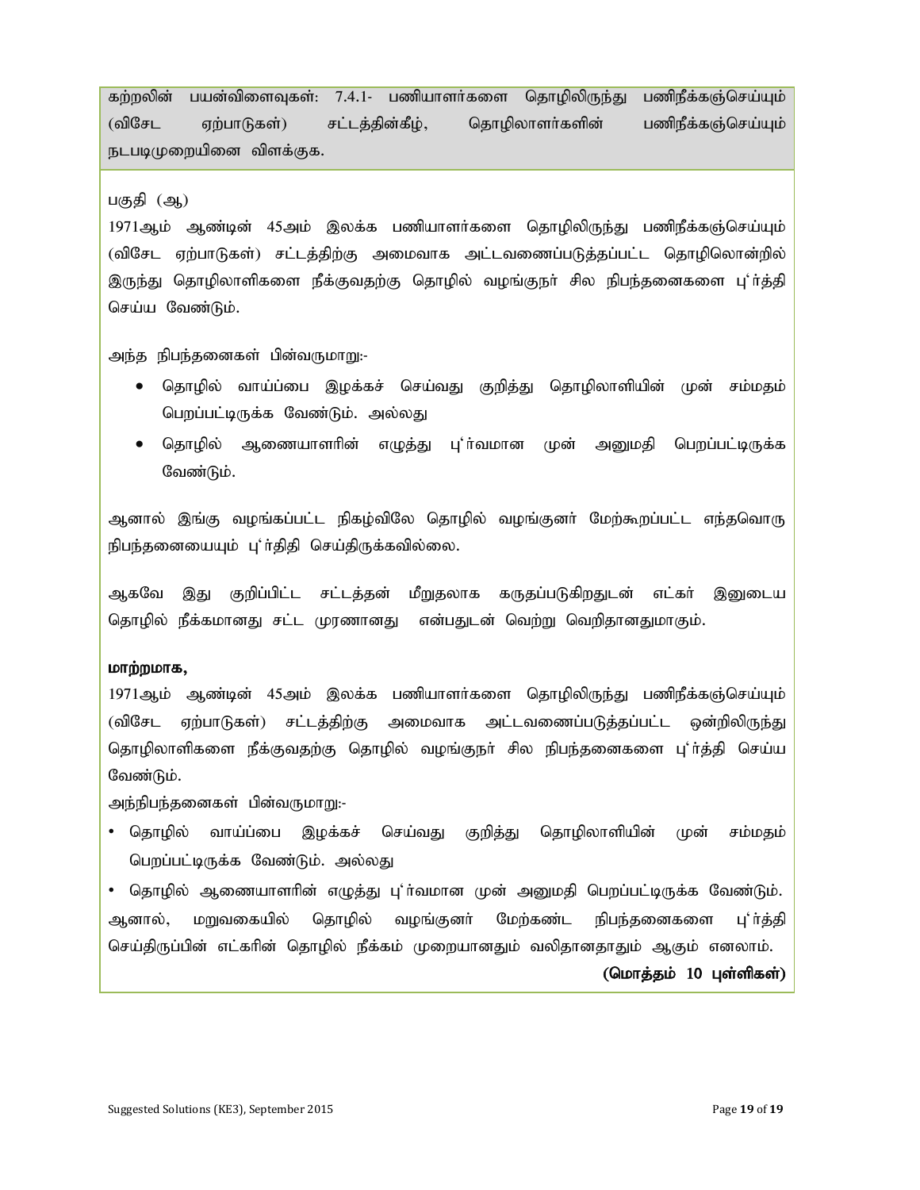கற்றலின் பயன்விளைவுகள்: 7.4.1- பணியாளர்களை தொழிலிருந்து பணிநீக்கஞ்செய்யும் (விசேட ஏற்பாடுகள்) சட்டத்தின்கீழ், தொழிலாளர்களின் பணிநீக்கஞ்செய்யும் நடபடிமுறையினை விளக்குக.

பகுதி (ஆ)

1971ஆம் ஆண்டின் 45அம் இலக்க பணியாளர்களை தொழிலிருந்து பணிநீக்கஞ்செய்யும் (விசேட ஏற்பாடுகள்) சட்டத்திற்கு அமைவாக அட்டவணைப்படுத்தப்பட்ட தொழிலொன்றில் இருந்து தொழிலாளிகளை நீக்குவதற்கு தொழில் வழங்குநர் சில நிபந்தனைகளை பு்ர்த்தி செய்ய வேண்டும்.

அந்த நிபந்தனைகள் பின்வருமாறு:-

- தொழில் வாய்ப்பை இழக்கச் செய்வது குறித்து தொழிலாளியின் முன் சம்மதம் பெறப்பட்டிருக்க வேண்டும். அல்லது
- தொழில் ஆணையாளரின் எழுத்து பு்ர்வமான முன் அனுமதி பெறப்பட்டிருக்க வேண்டும்.

ஆனால் இங்கு வழங்கப்பட்ட நிகழ்விலே தொழில் வழங்குனர் மேற்கூறப்பட்ட எந்தவொரு நிபந்தனையையும் பு்ர்திதி செய்திருக்கவில்லை.

ஆகவே இது குறிப்பிட்ட சட்டத்தன் மீறுதலாக கருதப்படுகிறதுடன் எட்கா் இனுடைய தொழில் நீக்கமானது சட்ட முரணானது என்பதுடன் வெற்று வெறிதானதுமாகும்.

**மாற்றமாக,**

1971ஆம் ஆண்டின் 45அம் இலக்க பணியாளர்களை தொழிலிருந்து பணிநீக்கஞ்செய்யும் (விசேட ஏற்பாடுகள்) சட்டத்திற்கு அமைவாக அட்டவணைப்படுத்தப்பட்ட ஒன்றிலிருந்து தொழிலாளிகளை நீக்குவதற்கு தொழில் வழங்குநர் சில நிபந்தனைகளை பு்ர்த்தி செய்ய வேண்டும்.

அந்நிபந்தனைகள் பின்வருமாறு:-

- தொழில் வாய்ப்பை இழக்கச் செய்வது குறித்து தொழிலாளியின் முன் சம்மதம் பெறப்பட்டிருக்க வேண்டும். அல்லது
- தொழில் ஆணையாளரின் எழுத்து பு்ர்வமான முன் அனுமதி பெறப்பட்டிருக்க வேண்டும்.

ஆனால், மறுவகையில் தொழில் வழங்குனர் மேற்கண்ட நிபந்தனைகளை பு்ர்த்தி செய்திருப்பின் எட்கரின் தொழில் நீக்கம் முறையானதும் வலிதானதாதும் ஆகும் எனலாம்.

**(மொத்தம் 10 புள்ளிகள்)**